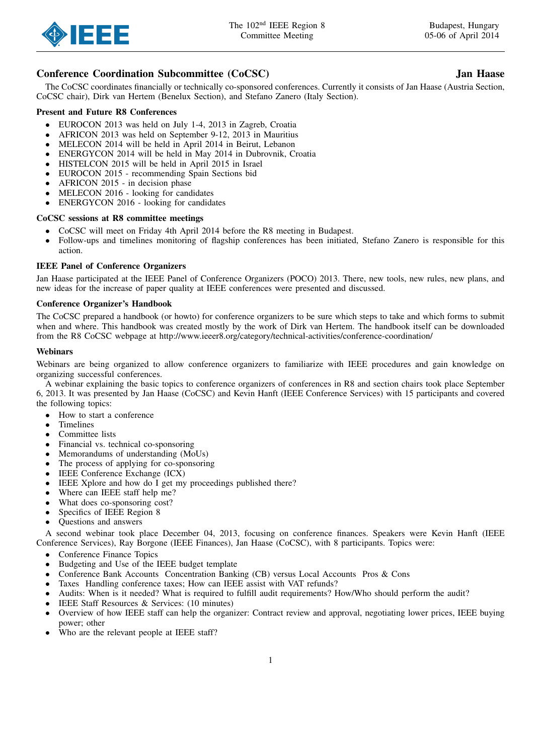## Conference Coordination Subcommittee (CoCSC) — Jan Haase

The CoCSC coordinates financially or technically co-sponsored conferences. Currently it consists of Jan Haase (Austria Section, CoCSC chair), Dirk van Hertem (Benelux Section), and Stefano Zanero (Italy Section).

### Present and Future R8 Conferences

- EUROCON 2013 was held on July 1-4, 2013 in Zagreb, Croatia
- AFRICON 2013 was held on September 9-12, 2013 in Mauritius
- MELECON 2014 will be held in April 2014 in Beirut, Lebanon
- ENERGYCON 2014 will be held in May 2014 in Dubrovnik, Croatia
- HISTELCON 2015 will be held in April 2015 in Israel
- EUROCON 2015 - recommending Spain Sections bid
- AFRICON 2015 - in decision phase
- MELECON 2016 - looking for candidates
- ENERGYCON 2016 - looking for candidates

### CoCSC sessions at R8 committee meetings

- CoCSC will meet on Friday 4th April 2014 before the R8 meeting in Budapest.
- Follow-ups and timelines monitoring of flagship conferences has been initiated, Stefano Zanero is responsible for this action.

### IEEE Panel of Conference Organizers

Jan Haase participated at the IEEE Panel of Conference Organizers (POCO) 2013. There, new tools, new rules, new plans, and new ideas for the increase of paper quality at IEEE conferences were presented and discussed.

### Conference Organizer's Handbook

The CoCSC prepared a handbook (or howto) for conference organizers to be sure which steps to take and which forms to submit when and where. This handbook was created mostly by the work of Dirk van Hertem. The handbook itself can be downloaded from the R8 CoCSC webpage at http://www.ieeer8.org/category/technical-activities/conference-coordination/

### Webinars

Webinars are being organized to allow conference organizers to familiarize with IEEE procedures and gain knowledge on organizing successful conferences.

A webinar explaining the basic topics to conference organizers of conferences in R8 and section chairs took place September 6, 2013. It was presented by Jan Haase (CoCSC) and Kevin Hanft (IEEE Conference Services) with 15 participants and covered the following topics:

- How to start a conference
- Timelines
- Committee lists
- Financial vs. technical co-sponsoring
- Memorandums of understanding (MoUs)
- The process of applying for co-sponsoring
- IEEE Conference Exchange (ICX)
- IEEE Xplore and how do I get my proceedings published there?
- Where can IEEE staff help me?
- What does co-sponsoring cost?
- Specifics of IEEE Region 8
- Questions and answers

A second webinar took place December 04, 2013, focusing on conference finances. Speakers were Kevin Hanft (IEEE Conference Services), Ray Borgone (IEEE Finances), Jan Haase (CoCSC), with 8 participants. Topics were:

- Conference Finance Topics
- Budgeting and Use of the IEEE budget template
- Conference Bank Accounts Concentration Banking (CB) versus Local Accounts Pros & Cons
- Taxes Handling conference taxes; How can IEEE assist with VAT refunds?
- Audits: When is it needed? What is required to fulfill audit requirements? How/Who should perform the audit?
- IEEE Staff Resources & Services: (10 minutes)
- Overview of how IEEE staff can help the organizer: Contract review and approval, negotiating lower prices, IEEE buying power; other
- Who are the relevant people at IEEE staff?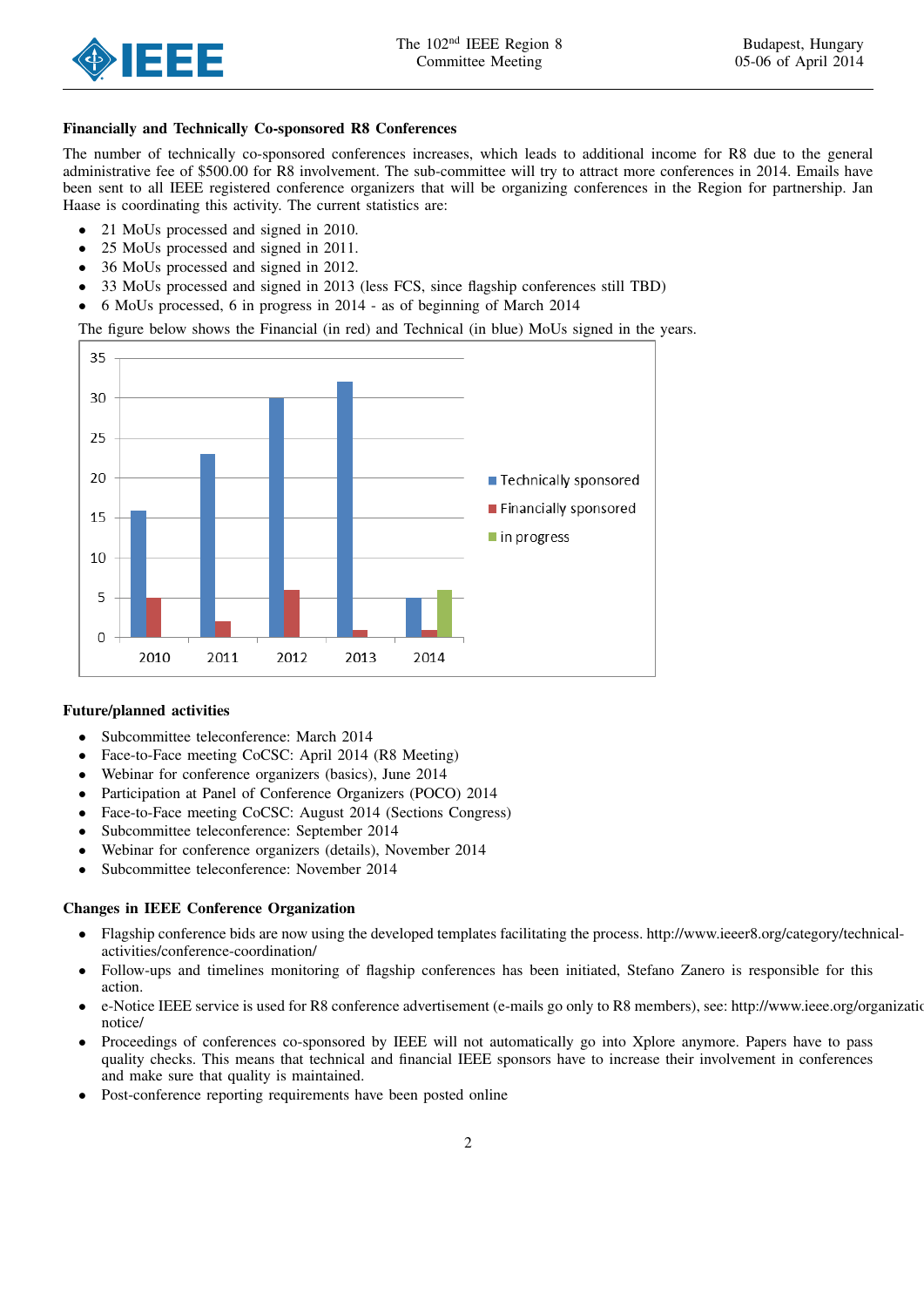### Financially and Technically Co-sponsored R8 Conferences

The number of technically co-sponsored conferences increases, which leads to additional income for R8 due to the general administrative fee of $500.00 for R8 involvement. The sub-committee will try to attract more conferences in 2014. Emails have been sent to all IEEE registered conference organizers that will be organizing conferences in the Region for partnership. Jan Haase is coordinating this activity. The current statistics are:

- 21 MoUs processed and signed in 2010.
- 25 MoUs processed and signed in 2011.
- 36 MoUs processed and signed in 2012.
- 33 MoUs processed and signed in 2013 (less FCS, since flagship conferences still TBD)
- 6 MoUs processed, 6 in progress in 2014 - as of beginning of March 2014

The figure below shows the Financial (in red) and Technical (in blue) MoUs signed in the years.

35
30
25
20
15
10
5
0
2010
2011
2012
2013
2014
Technically sponsored
Financially sponsored
in progress

### Future/planned activities

- Subcommittee teleconference: March 2014
- Face-to-Face meeting CoCSC: April 2014 (R8 Meeting)
- Webinar for conference organizers (basics), June 2014
- Participation at Panel of Conference Organizers (POCO) 2014
- Face-to-Face meeting CoCSC: August 2014 (Sections Congress)
- Subcommittee teleconference: September 2014
- Webinar for conference organizers (details), November 2014
- Subcommittee teleconference: November 2014

### Changes in IEEE Conference Organization

- Flagship conference bids are now using the developed templates facilitating the process. http://www.ieeer8.org/category/technical-activities/conference-coordination/
- Follow-ups and timelines monitoring of flagship conferences has been initiated, Stefano Zanero is responsible for this action.
- e-Notice IEEE service is used for R8 conference advertisement (e-mails go only to R8 members), see: http://www.ieee.org/organizatio notice/
- Proceedings of conferences co-sponsored by IEEE will not automatically go into Xplore anymore. Papers have to pass quality checks. This means that technical and financial IEEE sponsors have to increase their involvement in conferences and make sure that quality is maintained.
- Post-conference reporting requirements have been posted online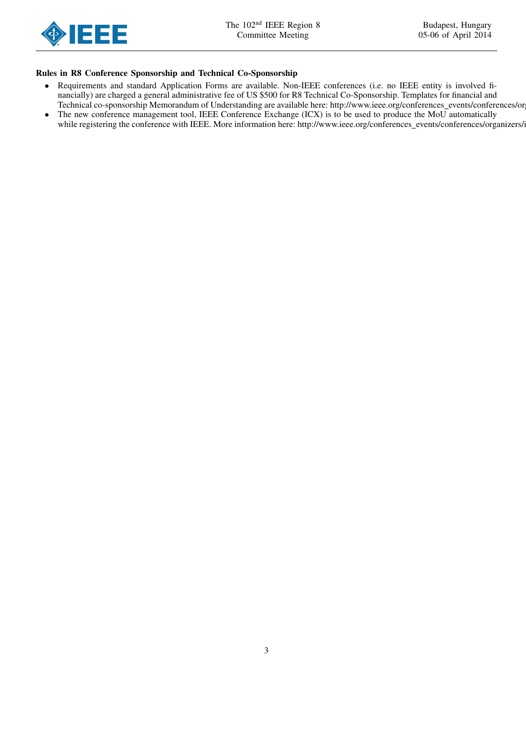**Rules in R8 Conference Sponsorship and Technical Co-Sponsorship**

- Requirements and standard Application Forms are available. Non-IEEE conferences (i.e. no IEEE entity is involved financially) are charged a general administrative fee of US $500 for R8 Technical Co-Sponsorship. Templates for financial and Technical co-sponsorship Memorandum of Understanding are available here: http://www.ieee.org/conferences_events/conferences/org
- The new conference management tool, IEEE Conference Exchange (ICX) is to be used to produce the MoU automatically while registering the conference with IEEE. More information here: http://www.ieee.org/conferences_events/conferences/organizers/i